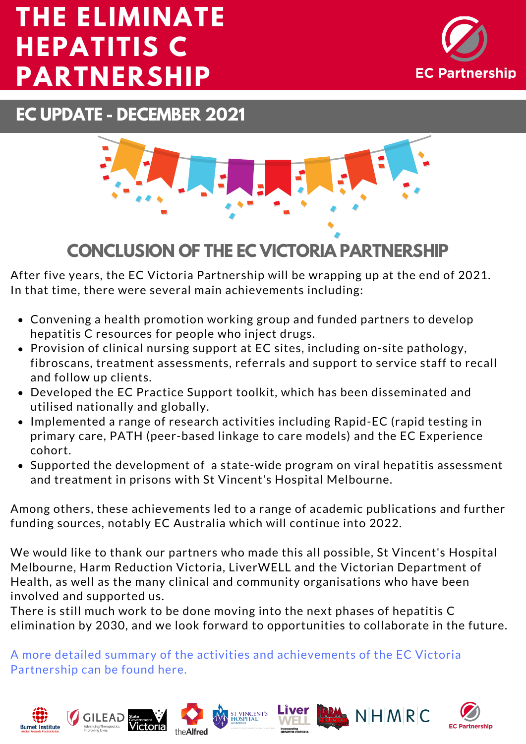# THE ELIMINATE HEPATITIS C PARTNERSHIP

EC Partnership

## EC UPDATE - DECEMBER 2021

## CONCLUSION OF THE EC VICTORIA PARTNERSHIP

After five years, the EC Victoria Partnership will be wrapping up at the end of 2021. In that time, there were several main achievements including:

- Convening a health promotion working group and funded partners to develop hepatitis C resources for people who inject drugs.
- Provision of clinical nursing support at EC sites, including on-site pathology, fibroscans, treatment assessments, referrals and support to service staff to recall and follow up clients.
- Developed the EC Practice Support toolkit, which has been disseminated and utilised nationally and globally.
- Implemented a range of research activities including Rapid-EC (rapid testing in primary care, PATH (peer-based linkage to care models) and the EC Experience cohort.
- Supported the development of a state-wide program on viral hepatitis assessment and treatment in prisons with St Vincent's Hospital Melbourne.

Among others, these achievements led to a range of academic publications and further funding sources, notably EC Australia which will continue into 2022.

We would like to thank our partners who made this all possible, St Vincent's Hospital Melbourne, Harm Reduction Victoria, LiverWELL and the Victorian Department of Health, as well as the many clinical and community organisations who have been involved and supported us.
There is still much work to be done moving into the next phases of hepatitis C elimination by 2030, and we look forward to opportunities to collaborate in the future.

A more detailed summary of the activities and achievements of the EC Victoria Partnership can be found here.

Burnet Institute | GILEAD | State Government Victoria | theAlfred | St Vincent's Hospital Melbourne | LiverWELL | Harm Reduction Victoria | NHMRC | EC Partnership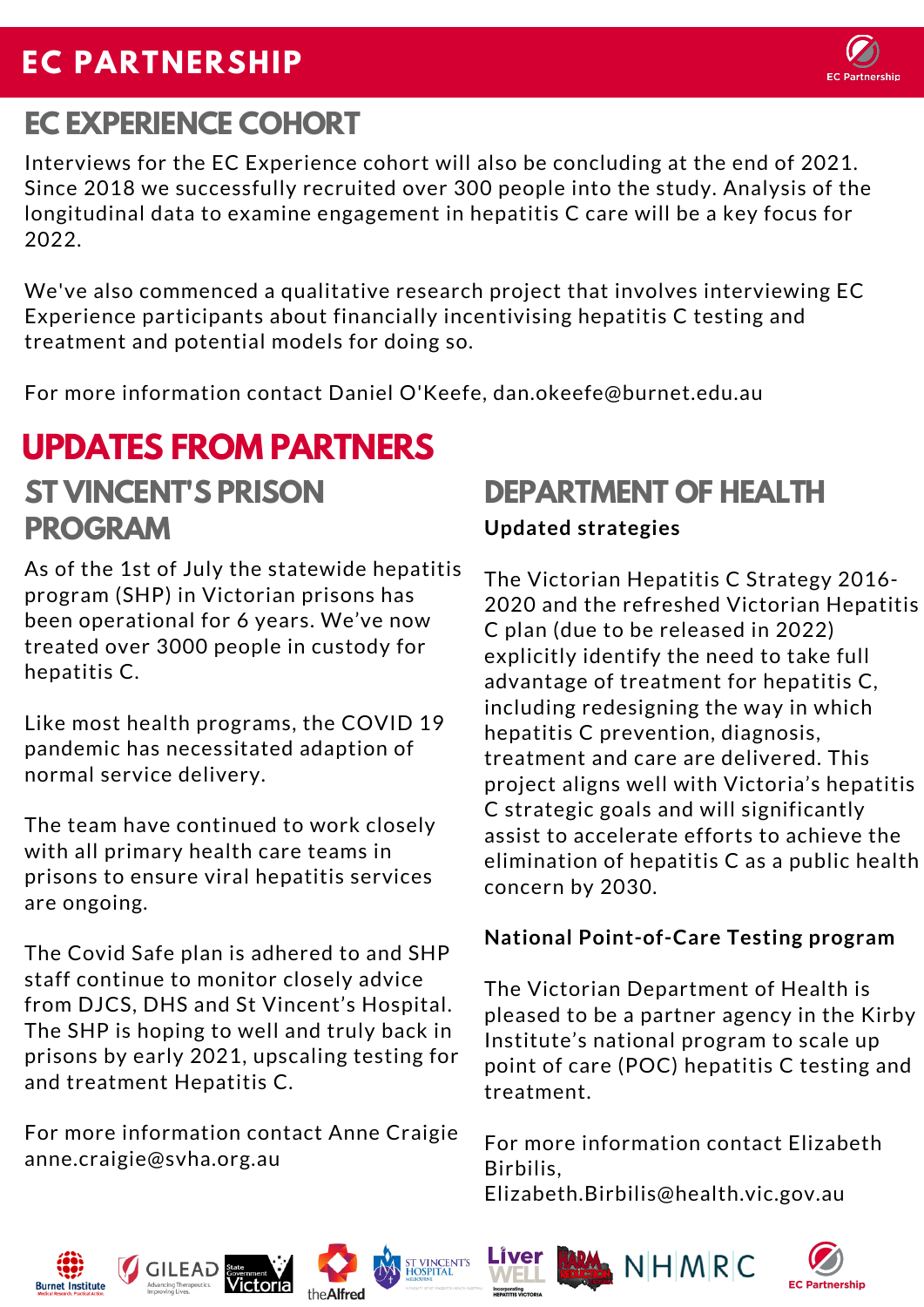// Page header "EC PARTNERSHIP" banner and footer logos are running elements, omitted per rules.
## EC EXPERIENCE COHORT

Interviews for the EC Experience cohort will also be concluding at the end of 2021. Since 2018 we successfully recruited over 300 people into the study. Analysis of the longitudinal data to examine engagement in hepatitis C care will be a key focus for 2022.

We've also commenced a qualitative research project that involves interviewing EC Experience participants about financially incentivising hepatitis C testing and treatment and potential models for doing so.

For more information contact Daniel O'Keefe, dan.okeefe@burnet.edu.au

# UPDATES FROM PARTNERS

## ST VINCENT'S PRISON PROGRAM

As of the 1st of July the statewide hepatitis program (SHP) in Victorian prisons has been operational for 6 years. We've now treated over 3000 people in custody for hepatitis C.

Like most health programs, the COVID 19 pandemic has necessitated adaption of normal service delivery.

The team have continued to work closely with all primary health care teams in prisons to ensure viral hepatitis services are ongoing.

The Covid Safe plan is adhered to and SHP staff continue to monitor closely advice from DJCS, DHS and St Vincent's Hospital. The SHP is hoping to well and truly back in prisons by early 2021, upscaling testing for and treatment Hepatitis C.

For more information contact Anne Craigie anne.craigie@svha.org.au

## DEPARTMENT OF HEALTH

**Updated strategies**

The Victorian Hepatitis C Strategy 2016-2020 and the refreshed Victorian Hepatitis C plan (due to be released in 2022) explicitly identify the need to take full advantage of treatment for hepatitis C, including redesigning the way in which hepatitis C prevention, diagnosis, treatment and care are delivered. This project aligns well with Victoria's hepatitis C strategic goals and will significantly assist to accelerate efforts to achieve the elimination of hepatitis C as a public health concern by 2030.

**National Point-of-Care Testing program**

The Victorian Department of Health is pleased to be a partner agency in the Kirby Institute's national program to scale up point of care (POC) hepatitis C testing and treatment.

For more information contact Elizabeth Birbilis, Elizabeth.Birbilis@health.vic.gov.au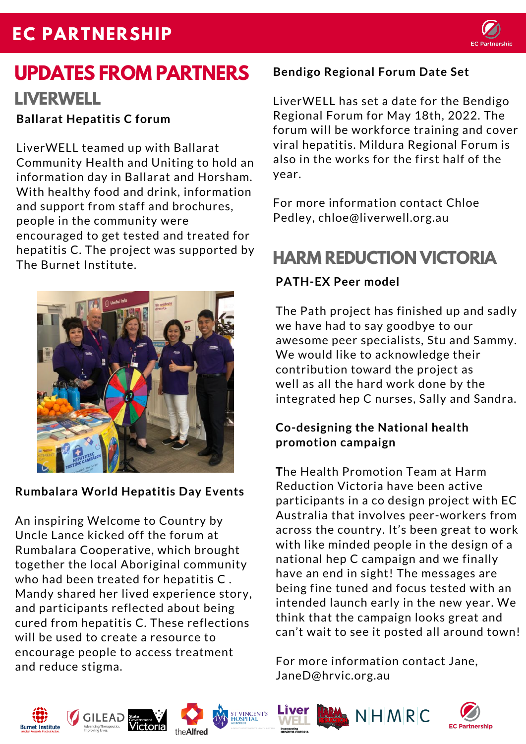# EC PARTNERSHIP

## UPDATES FROM PARTNERS

### LIVERWELL

**Ballarat Hepatitis C forum**

LiverWELL teamed up with Ballarat Community Health and Uniting to hold an information day in Ballarat and Horsham. With healthy food and drink, information and support from staff and brochures, people in the community were encouraged to get tested and treated for hepatitis C. The project was supported by The Burnet Institute.

**Rumbalara World Hepatitis Day Events**

An inspiring Welcome to Country by Uncle Lance kicked off the forum at Rumbalara Cooperative, which brought together the local Aboriginal community who had been treated for hepatitis C . Mandy shared her lived experience story, and participants reflected about being cured from hepatitis C. These reflections will be used to create a resource to encourage people to access treatment and reduce stigma.

**Bendigo Regional Forum Date Set**

LiverWELL has set a date for the Bendigo Regional Forum for May 18th, 2022. The forum will be workforce training and cover viral hepatitis. Mildura Regional Forum is also in the works for the first half of the year.

For more information contact Chloe Pedley, chloe@liverwell.org.au

### HARM REDUCTION VICTORIA

**PATH-EX Peer model**

The Path project has finished up and sadly we have had to say goodbye to our awesome peer specialists, Stu and Sammy. We would like to acknowledge their contribution toward the project as well as all the hard work done by the integrated hep C nurses, Sally and Sandra.

**Co-designing the National health promotion campaign**

The Health Promotion Team at Harm Reduction Victoria have been active participants in a co design project with EC Australia that involves peer-workers from across the country. It's been great to work with like minded people in the design of a national hep C campaign and we finally have an end in sight! The messages are being fine tuned and focus tested with an intended launch early in the new year. We think that the campaign looks great and can't wait to see it posted all around town!

For more information contact Jane, JaneD@hrvic.org.au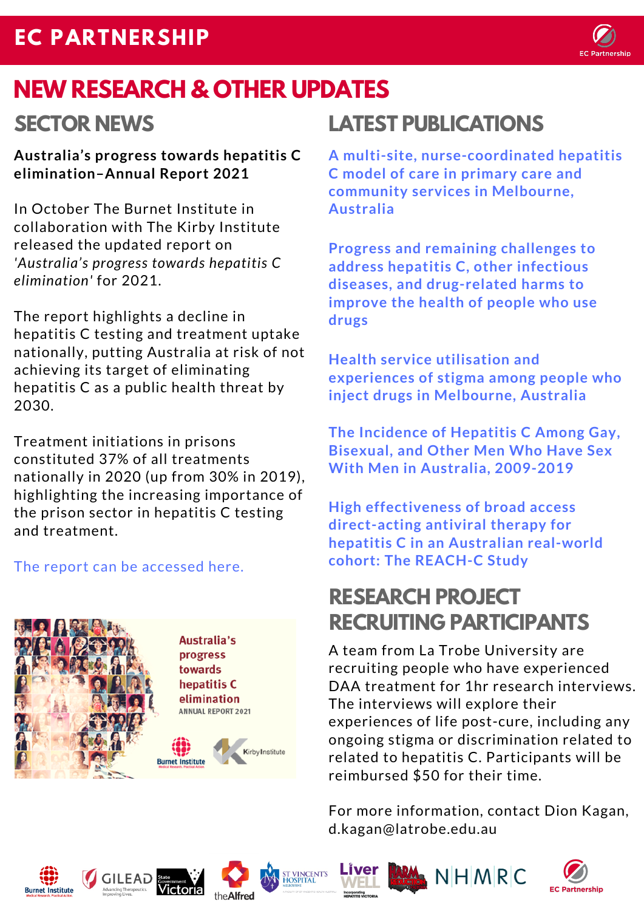# EC PARTNERSHIP

# NEW RESEARCH & OTHER UPDATES

## SECTOR NEWS

**Australia's progress towards hepatitis C elimination–Annual Report 2021**

In October The Burnet Institute in collaboration with The Kirby Institute released the updated report on *'Australia's progress towards hepatitis C elimination'* for 2021.

The report highlights a decline in hepatitis C testing and treatment uptake nationally, putting Australia at risk of not achieving its target of eliminating hepatitis C as a public health threat by 2030.

Treatment initiations in prisons constituted 37% of all treatments nationally in 2020 (up from 30% in 2019), highlighting the increasing importance of the prison sector in hepatitis C testing and treatment.

The report can be accessed here.

Australia's progress towards hepatitis C elimination
ANNUAL REPORT 2021

## LATEST PUBLICATIONS

**A multi-site, nurse-coordinated hepatitis C model of care in primary care and community services in Melbourne, Australia**

**Progress and remaining challenges to address hepatitis C, other infectious diseases, and drug-related harms to improve the health of people who use drugs**

**Health service utilisation and experiences of stigma among people who inject drugs in Melbourne, Australia**

**The Incidence of Hepatitis C Among Gay, Bisexual, and Other Men Who Have Sex With Men in Australia, 2009-2019**

**High effectiveness of broad access direct-acting antiviral therapy for hepatitis C in an Australian real-world cohort: The REACH-C Study**

## RESEARCH PROJECT RECRUITING PARTICIPANTS

A team from La Trobe University are recruiting people who have experienced DAA treatment for 1hr research interviews. The interviews will explore their experiences of life post-cure, including any ongoing stigma or discrimination related to related to hepatitis C. Participants will be reimbursed $50 for their time.

For more information, contact Dion Kagan, d.kagan@latrobe.edu.au